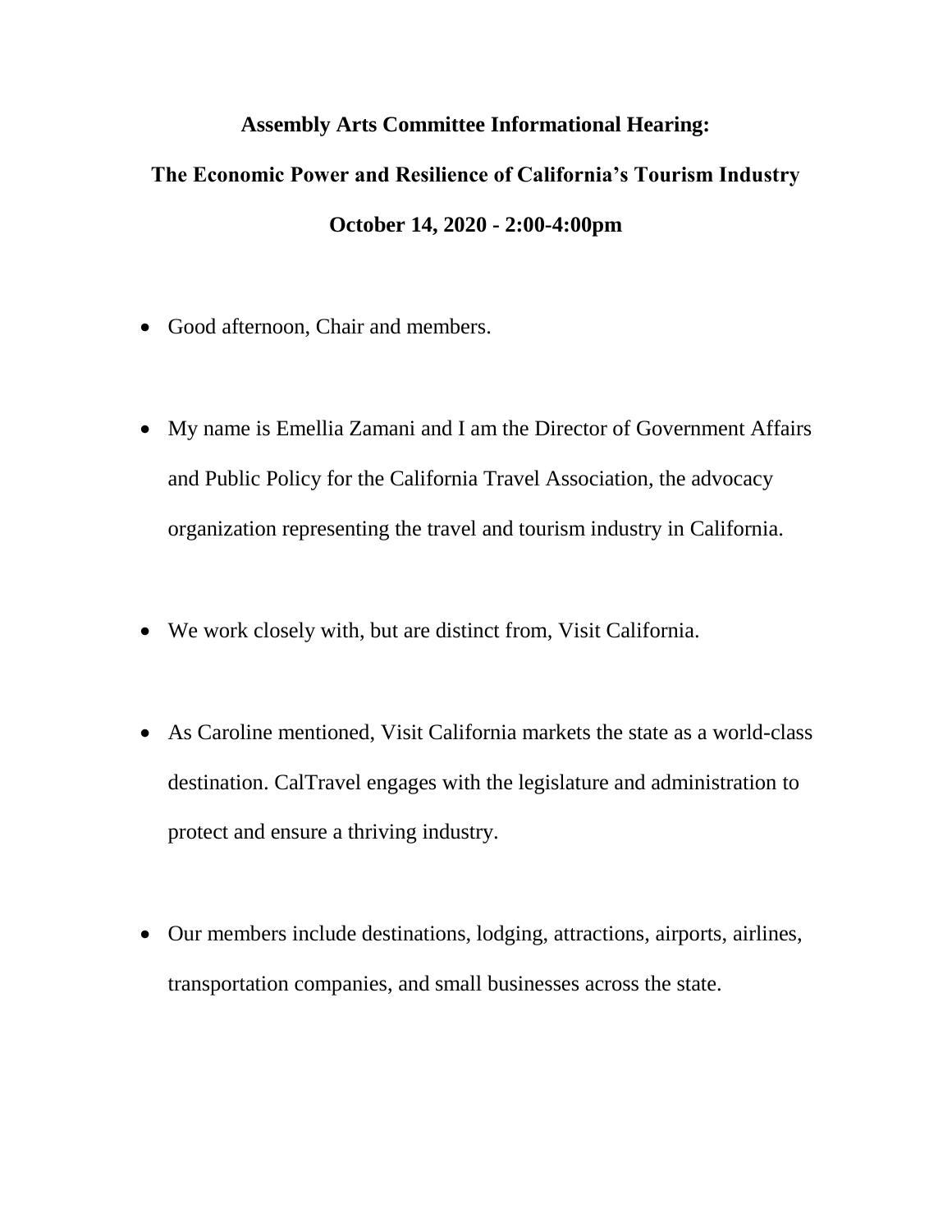**Assembly Arts Committee Informational Hearing:**

**The Economic Power and Resilience of California's Tourism Industry**

**October 14, 2020 - 2:00-4:00pm**

- Good afternoon, Chair and members.

- My name is Emellia Zamani and I am the Director of Government Affairs and Public Policy for the California Travel Association, the advocacy organization representing the travel and tourism industry in California.

- We work closely with, but are distinct from, Visit California.

- As Caroline mentioned, Visit California markets the state as a world-class destination. CalTravel engages with the legislature and administration to protect and ensure a thriving industry.

- Our members include destinations, lodging, attractions, airports, airlines, transportation companies, and small businesses across the state.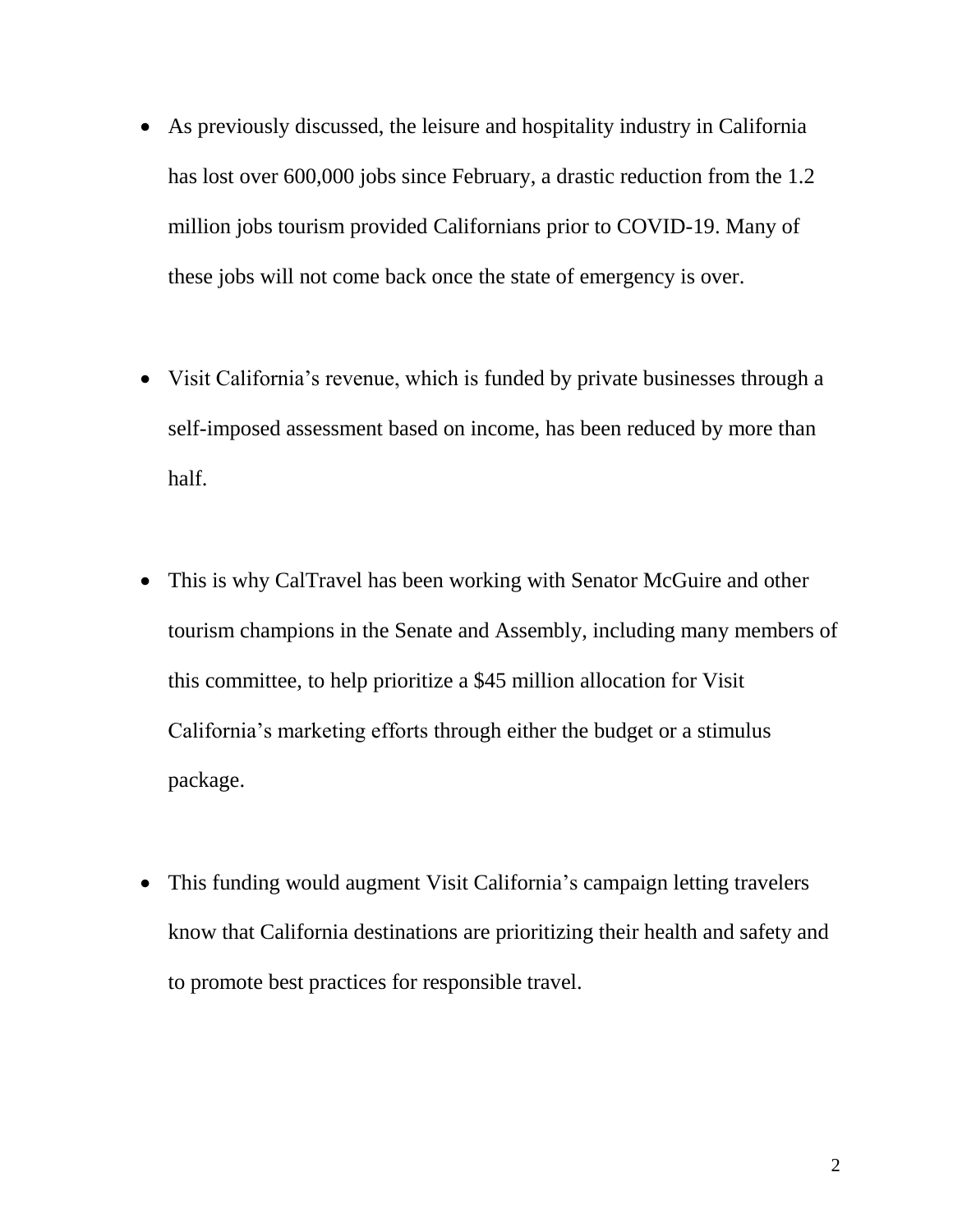- As previously discussed, the leisure and hospitality industry in California has lost over 600,000 jobs since February, a drastic reduction from the 1.2 million jobs tourism provided Californians prior to COVID-19. Many of these jobs will not come back once the state of emergency is over.

- Visit California's revenue, which is funded by private businesses through a self-imposed assessment based on income, has been reduced by more than half.

- This is why CalTravel has been working with Senator McGuire and other tourism champions in the Senate and Assembly, including many members of this committee, to help prioritize a $45 million allocation for Visit California's marketing efforts through either the budget or a stimulus package.

- This funding would augment Visit California's campaign letting travelers know that California destinations are prioritizing their health and safety and to promote best practices for responsible travel.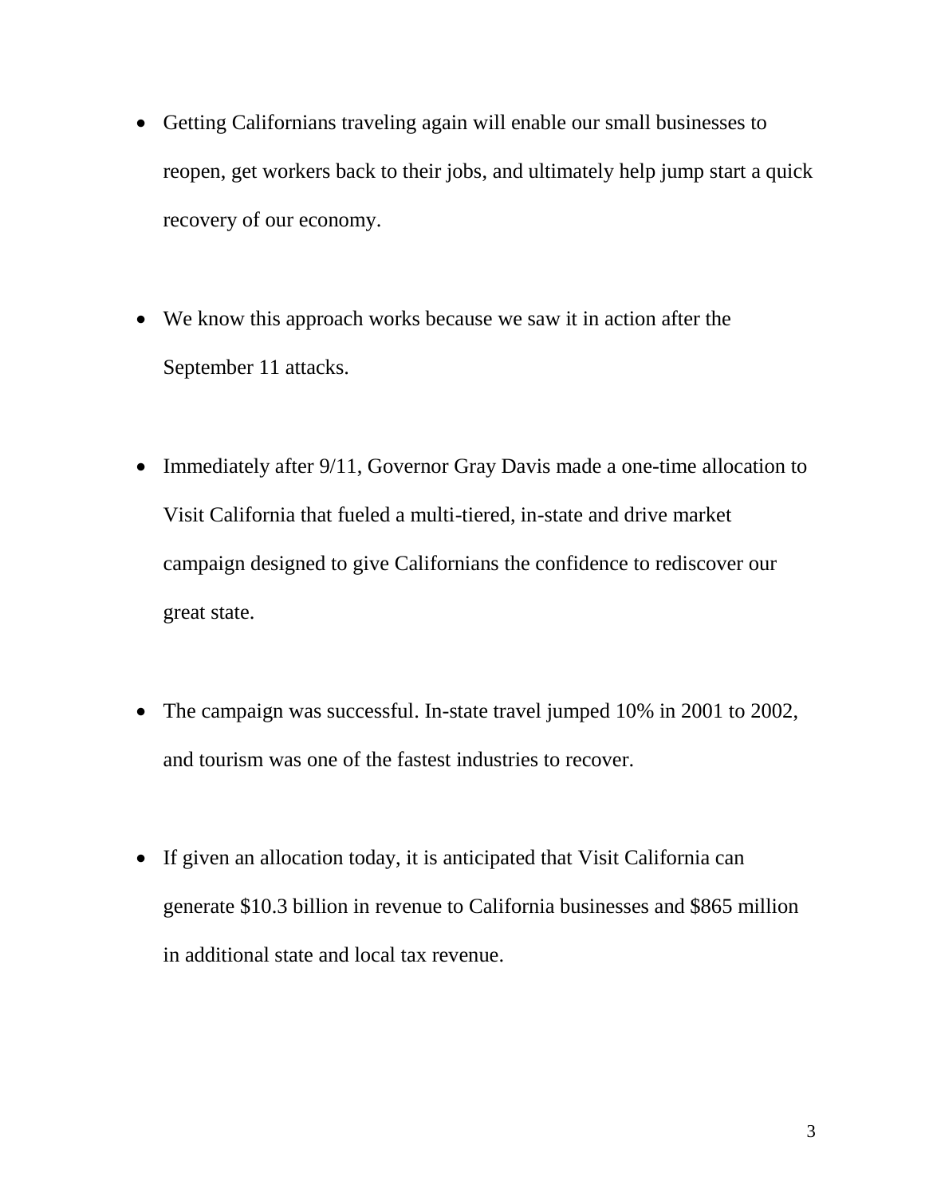- Getting Californians traveling again will enable our small businesses to reopen, get workers back to their jobs, and ultimately help jump start a quick recovery of our economy.

- We know this approach works because we saw it in action after the September 11 attacks.

- Immediately after 9/11, Governor Gray Davis made a one-time allocation to Visit California that fueled a multi-tiered, in-state and drive market campaign designed to give Californians the confidence to rediscover our great state.

- The campaign was successful. In-state travel jumped 10% in 2001 to 2002, and tourism was one of the fastest industries to recover.

- If given an allocation today, it is anticipated that Visit California can generate $10.3 billion in revenue to California businesses and $865 million in additional state and local tax revenue.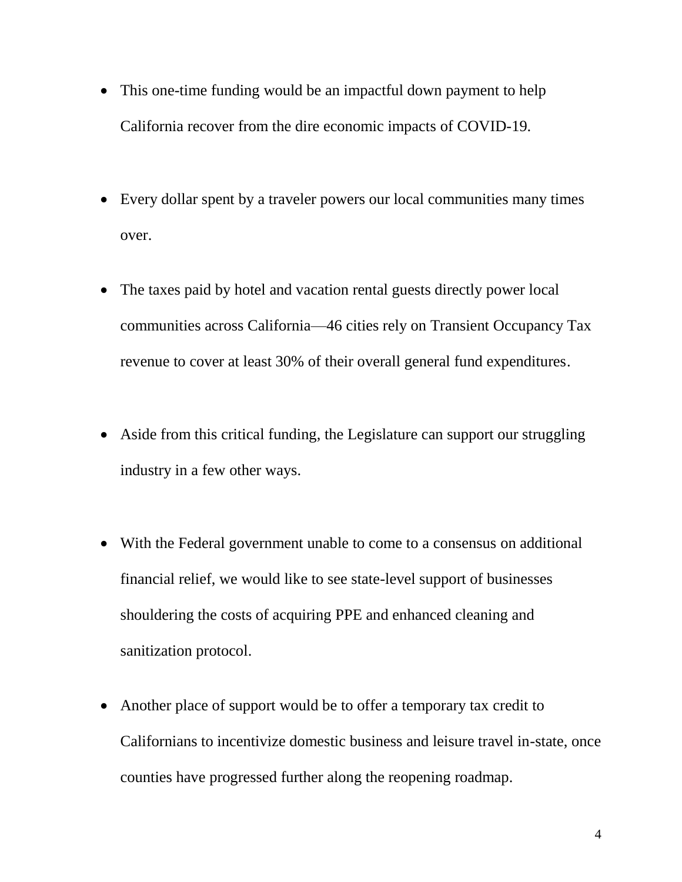- This one-time funding would be an impactful down payment to help California recover from the dire economic impacts of COVID-19.

- Every dollar spent by a traveler powers our local communities many times over.

- The taxes paid by hotel and vacation rental guests directly power local communities across California—46 cities rely on Transient Occupancy Tax revenue to cover at least 30% of their overall general fund expenditures.

- Aside from this critical funding, the Legislature can support our struggling industry in a few other ways.

- With the Federal government unable to come to a consensus on additional financial relief, we would like to see state-level support of businesses shouldering the costs of acquiring PPE and enhanced cleaning and sanitization protocol.

- Another place of support would be to offer a temporary tax credit to Californians to incentivize domestic business and leisure travel in-state, once counties have progressed further along the reopening roadmap.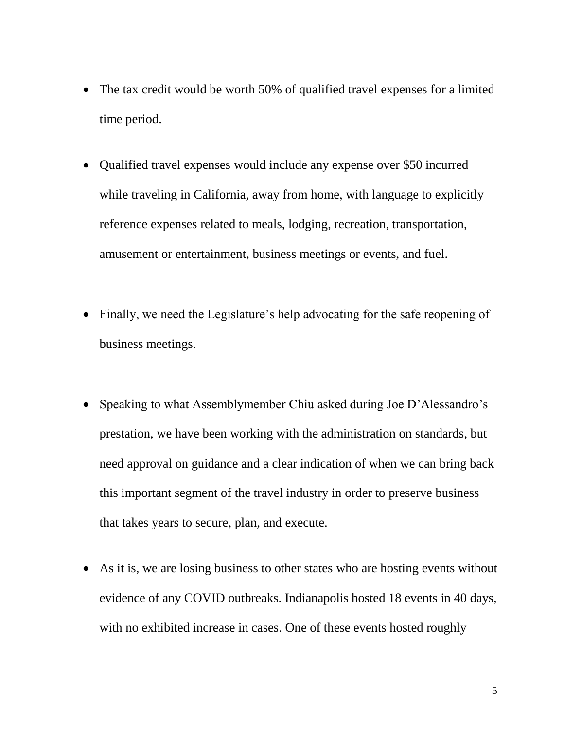- The tax credit would be worth 50% of qualified travel expenses for a limited time period.

- Qualified travel expenses would include any expense over $50 incurred while traveling in California, away from home, with language to explicitly reference expenses related to meals, lodging, recreation, transportation, amusement or entertainment, business meetings or events, and fuel.

- Finally, we need the Legislature's help advocating for the safe reopening of business meetings.

- Speaking to what Assemblymember Chiu asked during Joe D'Alessandro's prestation, we have been working with the administration on standards, but need approval on guidance and a clear indication of when we can bring back this important segment of the travel industry in order to preserve business that takes years to secure, plan, and execute.

- As it is, we are losing business to other states who are hosting events without evidence of any COVID outbreaks. Indianapolis hosted 18 events in 40 days, with no exhibited increase in cases. One of these events hosted roughly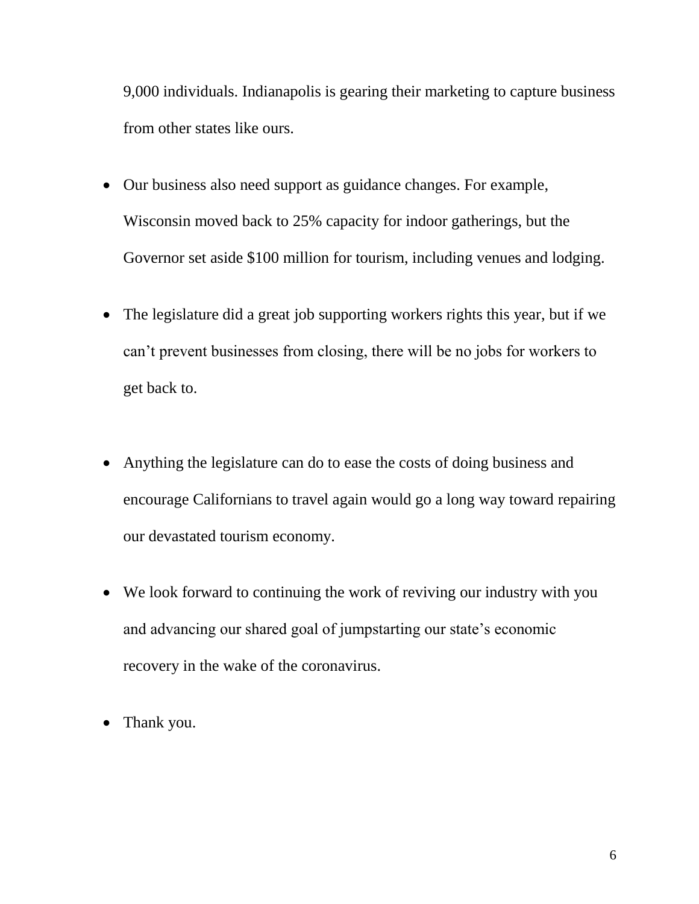9,000 individuals. Indianapolis is gearing their marketing to capture business from other states like ours.

- Our business also need support as guidance changes. For example, Wisconsin moved back to 25% capacity for indoor gatherings, but the Governor set aside $100 million for tourism, including venues and lodging.

- The legislature did a great job supporting workers rights this year, but if we can't prevent businesses from closing, there will be no jobs for workers to get back to.

- Anything the legislature can do to ease the costs of doing business and encourage Californians to travel again would go a long way toward repairing our devastated tourism economy.

- We look forward to continuing the work of reviving our industry with you and advancing our shared goal of jumpstarting our state's economic recovery in the wake of the coronavirus.

- Thank you.